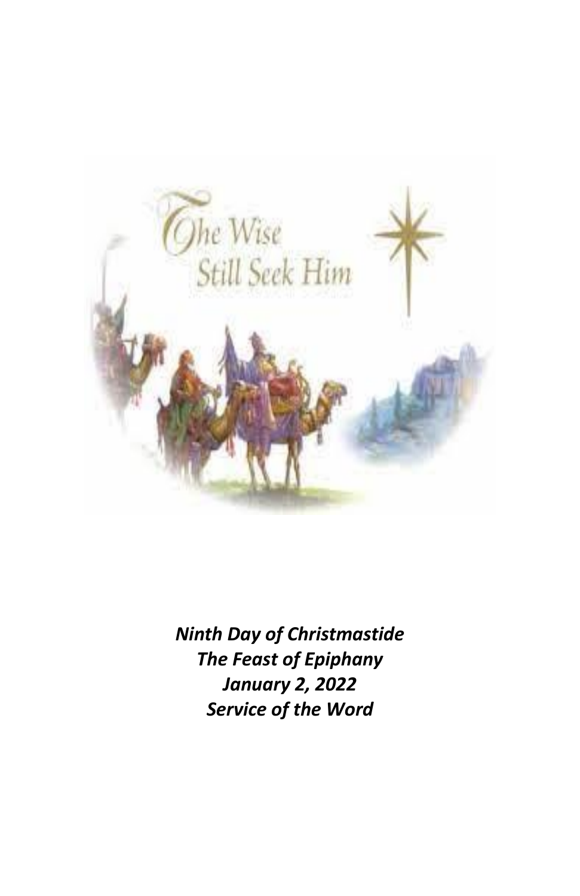*The Wise Still Seek Him*

***Ninth Day of Christmastide***
***The Feast of Epiphany***
***January 2, 2022***
***Service of the Word***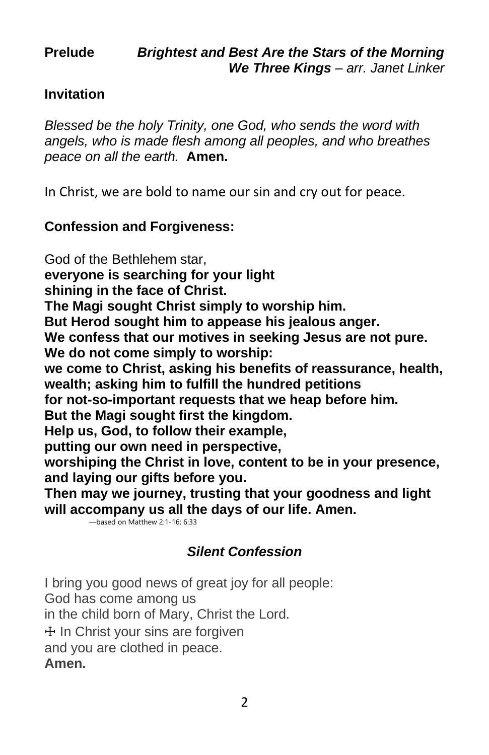**Prelude** ***Brightest and Best Are the Stars of the Morning***
***We Three Kings*** *– arr. Janet Linker*

**Invitation**

*Blessed be the holy Trinity, one God, who sends the word with angels, who is made flesh among all peoples, and who breathes peace on all the earth.* **Amen.**

In Christ, we are bold to name our sin and cry out for peace.

**Confession and Forgiveness:**

God of the Bethlehem star,
**everyone is searching for your light**
**shining in the face of Christ.**
**The Magi sought Christ simply to worship him.**
**But Herod sought him to appease his jealous anger.**
**We confess that our motives in seeking Jesus are not pure.**
**We do not come simply to worship:**
**we come to Christ, asking his benefits of reassurance, health, wealth; asking him to fulfill the hundred petitions**
**for not-so-important requests that we heap before him.**
**But the Magi sought first the kingdom.**
**Help us, God, to follow their example,**
**putting our own need in perspective,**
**worshiping the Christ in love, content to be in your presence, and laying our gifts before you.**
**Then may we journey, trusting that your goodness and light will accompany us all the days of our life. Amen.**

—based on Matthew 2:1-16; 6:33

***Silent Confession***

I bring you good news of great joy for all people:
God has come among us
in the child born of Mary, Christ the Lord.
☩ In Christ your sins are forgiven
and you are clothed in peace.
**Amen.**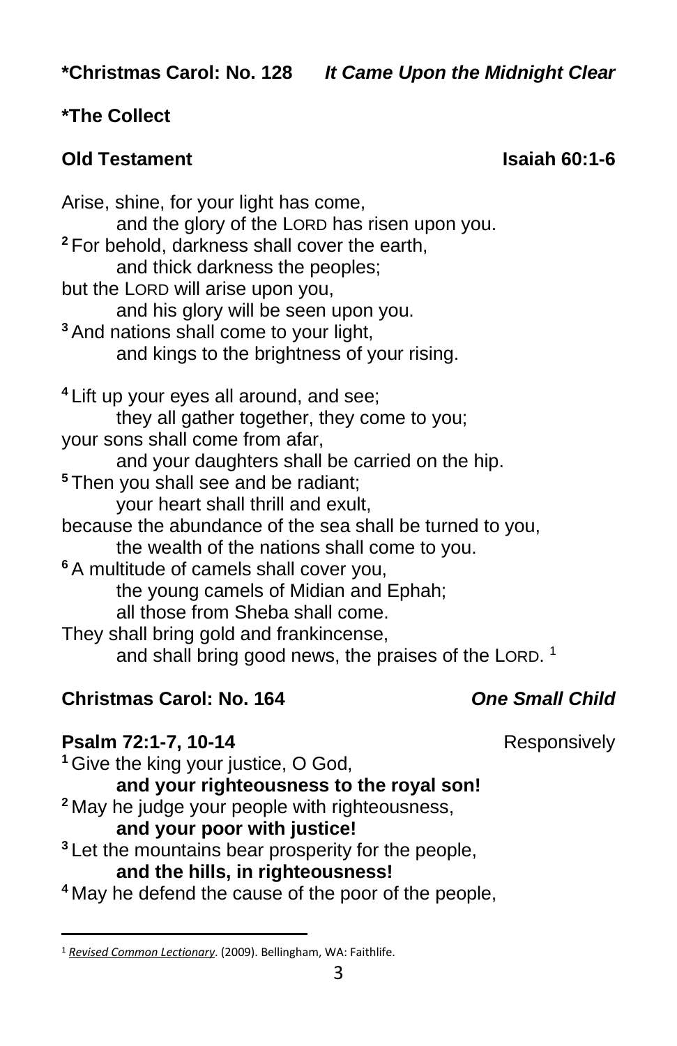**\*Christmas Carol: No. 128** ***It Came Upon the Midnight Clear***

**\*The Collect**

**Old Testament** **Isaiah 60:1-6**

Arise, shine, for your light has come,
  and the glory of the LORD has risen upon you.
[2] For behold, darkness shall cover the earth,
  and thick darkness the peoples;
but the LORD will arise upon you,
  and his glory will be seen upon you.
[3] And nations shall come to your light,
  and kings to the brightness of your rising.

[4] Lift up your eyes all around, and see;
  they all gather together, they come to you;
your sons shall come from afar,
  and your daughters shall be carried on the hip.
[5] Then you shall see and be radiant;
  your heart shall thrill and exult,
because the abundance of the sea shall be turned to you,
  the wealth of the nations shall come to you.
[6] A multitude of camels shall cover you,
  the young camels of Midian and Ephah;
  all those from Sheba shall come.
They shall bring gold and frankincense,
  and shall bring good news, the praises of the LORD. [1]

**Christmas Carol: No. 164** ***One Small Child***

**Psalm 72:1-7, 10-14** Responsively

[1] Give the king your justice, O God,
  **and your righteousness to the royal son!**
[2] May he judge your people with righteousness,
  **and your poor with justice!**
[3] Let the mountains bear prosperity for the people,
  **and the hills, in righteousness!**
[4] May he defend the cause of the poor of the people,

---

[1] *Revised Common Lectionary*. (2009). Bellingham, WA: Faithlife.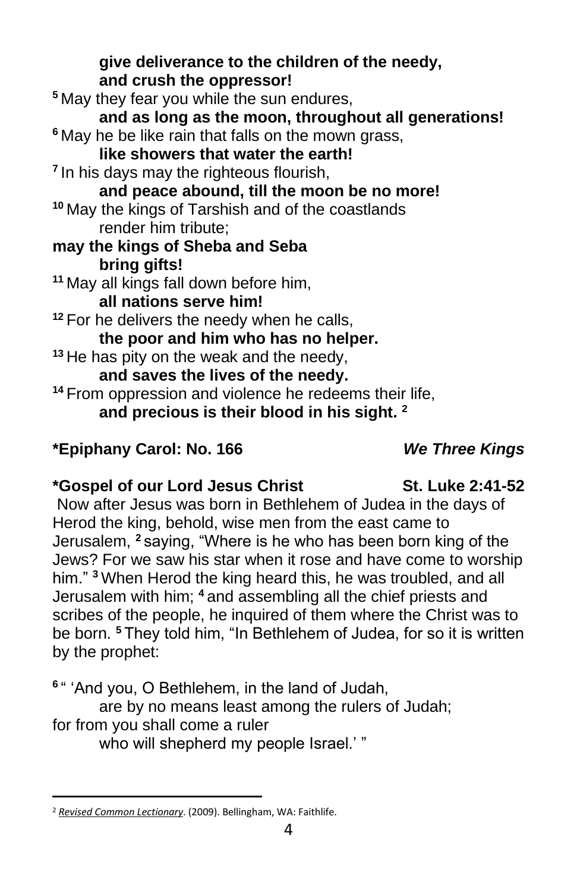**give deliverance to the children of the needy,**
**and crush the oppressor!**

[5] May they fear you while the sun endures,
**and as long as the moon, throughout all generations!**

[6] May he be like rain that falls on the mown grass,
**like showers that water the earth!**

[7] In his days may the righteous flourish,
**and peace abound, till the moon be no more!**

[10] May the kings of Tarshish and of the coastlands
render him tribute;
**may the kings of Sheba and Seba**
**bring gifts!**

[11] May all kings fall down before him,
**all nations serve him!**

[12] For he delivers the needy when he calls,
**the poor and him who has no helper.**

[13] He has pity on the weak and the needy,
**and saves the lives of the needy.**

[14] From oppression and violence he redeems their life,
**and precious is their blood in his sight.** [2]

**\*Epiphany Carol: No. 166** ***We Three Kings***

**\*Gospel of our Lord Jesus Christ St. Luke 2:41-52**

Now after Jesus was born in Bethlehem of Judea in the days of Herod the king, behold, wise men from the east came to Jerusalem, [2] saying, "Where is he who has been born king of the Jews? For we saw his star when it rose and have come to worship him." [3] When Herod the king heard this, he was troubled, and all Jerusalem with him; [4] and assembling all the chief priests and scribes of the people, he inquired of them where the Christ was to be born. [5] They told him, "In Bethlehem of Judea, for so it is written by the prophet:

[6] " 'And you, O Bethlehem, in the land of Judah,
are by no means least among the rulers of Judah;
for from you shall come a ruler
who will shepherd my people Israel.' "

---

[2] *Revised Common Lectionary*. (2009). Bellingham, WA: Faithlife.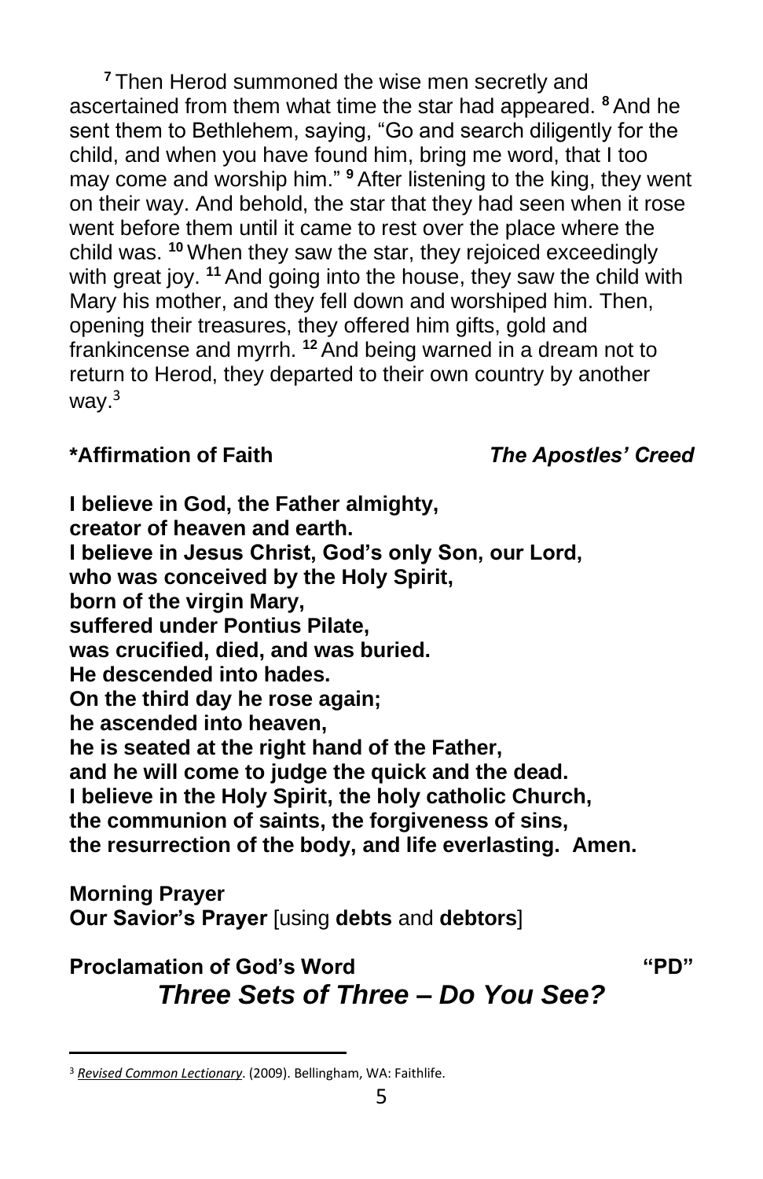[7] Then Herod summoned the wise men secretly and ascertained from them what time the star had appeared. [8] And he sent them to Bethlehem, saying, "Go and search diligently for the child, and when you have found him, bring me word, that I too may come and worship him." [9] After listening to the king, they went on their way. And behold, the star that they had seen when it rose went before them until it came to rest over the place where the child was. [10] When they saw the star, they rejoiced exceedingly with great joy. [11] And going into the house, they saw the child with Mary his mother, and they fell down and worshiped him. Then, opening their treasures, they offered him gifts, gold and frankincense and myrrh. [12] And being warned in a dream not to return to Herod, they departed to their own country by another way.[3]

**\*Affirmation of Faith** ***The Apostles' Creed***

**I believe in God, the Father almighty,**
**creator of heaven and earth.**
**I believe in Jesus Christ, God's only Son, our Lord,**
**who was conceived by the Holy Spirit,**
**born of the virgin Mary,**
**suffered under Pontius Pilate,**
**was crucified, died, and was buried.**
**He descended into hades.**
**On the third day he rose again;**
**he ascended into heaven,**
**he is seated at the right hand of the Father,**
**and he will come to judge the quick and the dead.**
**I believe in the Holy Spirit, the holy catholic Church,**
**the communion of saints, the forgiveness of sins,**
**the resurrection of the body, and life everlasting. Amen.**

**Morning Prayer**
**Our Savior's Prayer** [using **debts** and **debtors**]

**Proclamation of God's Word** **"PD"**

***Three Sets of Three – Do You See?***

---

[3] *Revised Common Lectionary*. (2009). Bellingham, WA: Faithlife.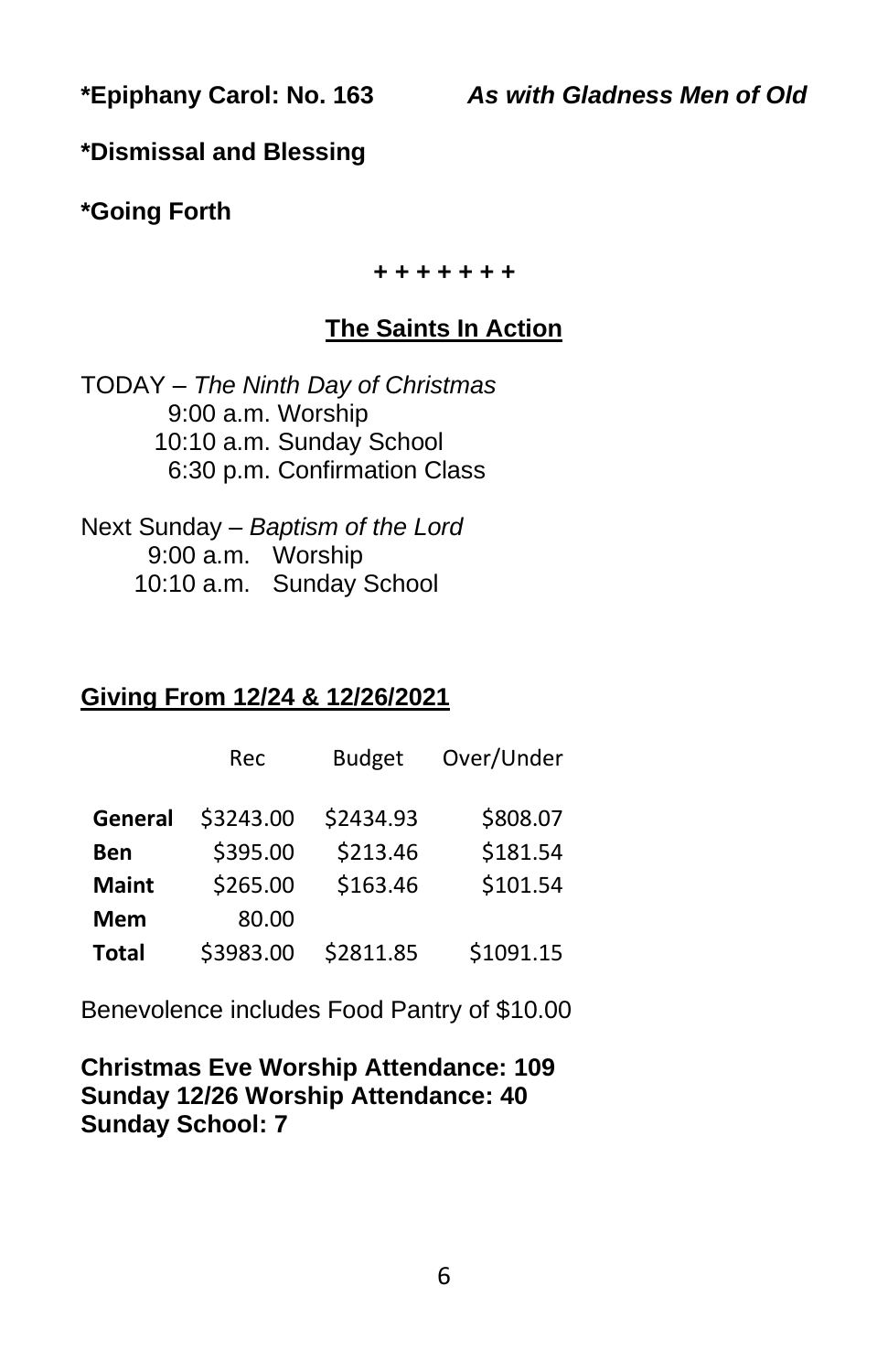**\*Epiphany Carol: No. 163** ***As with Gladness Men of Old***

**\*Dismissal and Blessing**

**\*Going Forth**

**+ + + + + + +**

## The Saints In Action

TODAY – *The Ninth Day of Christmas*
9:00 a.m. Worship
10:10 a.m. Sunday School
6:30 p.m. Confirmation Class

Next Sunday – *Baptism of the Lord*
9:00 a.m. Worship
10:10 a.m. Sunday School

## Giving From 12/24 & 12/26/2021

| | Rec | Budget | Over/Under |
|---|---|---|---|
| **General** | $3243.00 | $2434.93 | $808.07 |
| **Ben** | $395.00 | $213.46 | $181.54 |
| **Maint** | $265.00 | $163.46 | $101.54 |
| **Mem** | 80.00 | | |
| **Total** | $3983.00 | $2811.85 | $1091.15 |

Benevolence includes Food Pantry of $10.00

**Christmas Eve Worship Attendance: 109**
**Sunday 12/26 Worship Attendance: 40**
**Sunday School: 7**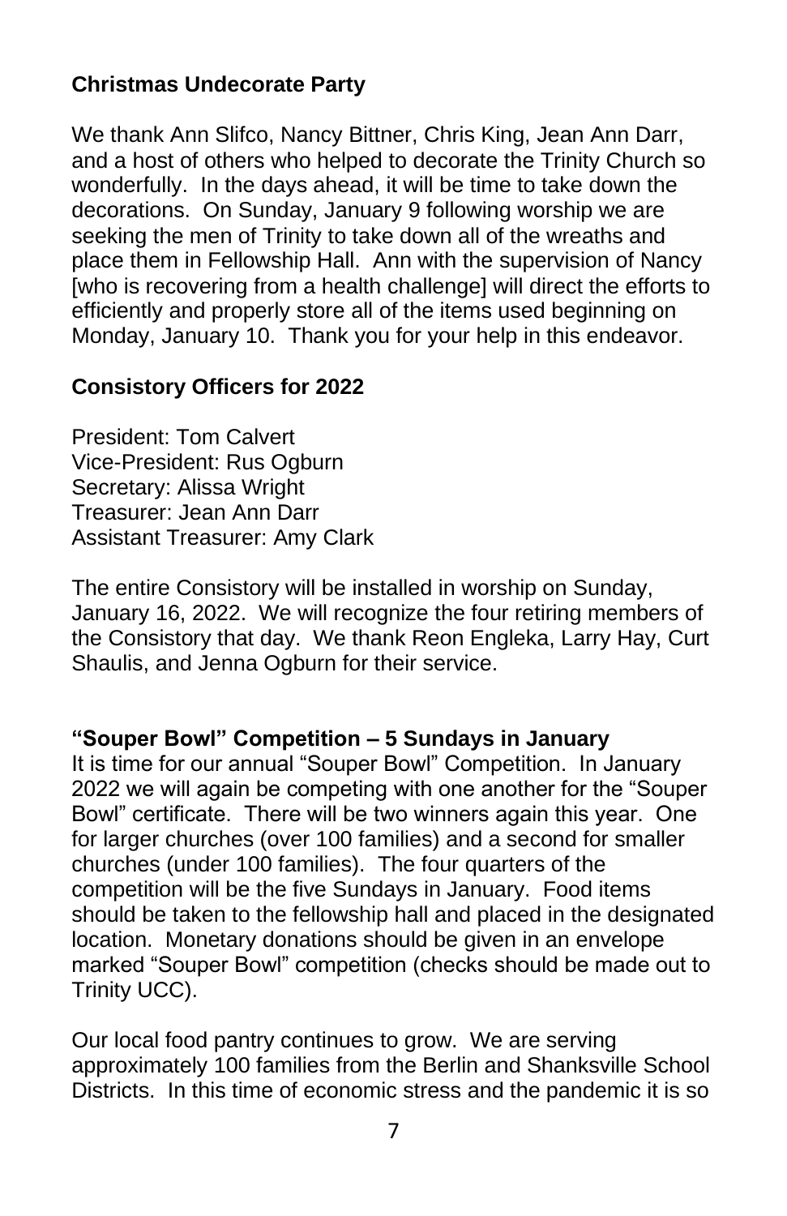**Christmas Undecorate Party**

We thank Ann Slifco, Nancy Bittner, Chris King, Jean Ann Darr, and a host of others who helped to decorate the Trinity Church so wonderfully. In the days ahead, it will be time to take down the decorations. On Sunday, January 9 following worship we are seeking the men of Trinity to take down all of the wreaths and place them in Fellowship Hall. Ann with the supervision of Nancy [who is recovering from a health challenge] will direct the efforts to efficiently and properly store all of the items used beginning on Monday, January 10. Thank you for your help in this endeavor.

**Consistory Officers for 2022**

President: Tom Calvert
Vice-President: Rus Ogburn
Secretary: Alissa Wright
Treasurer: Jean Ann Darr
Assistant Treasurer: Amy Clark

The entire Consistory will be installed in worship on Sunday, January 16, 2022. We will recognize the four retiring members of the Consistory that day. We thank Reon Engleka, Larry Hay, Curt Shaulis, and Jenna Ogburn for their service.

**"Souper Bowl" Competition – 5 Sundays in January**

It is time for our annual "Souper Bowl" Competition. In January 2022 we will again be competing with one another for the "Souper Bowl" certificate. There will be two winners again this year. One for larger churches (over 100 families) and a second for smaller churches (under 100 families). The four quarters of the competition will be the five Sundays in January. Food items should be taken to the fellowship hall and placed in the designated location. Monetary donations should be given in an envelope marked "Souper Bowl" competition (checks should be made out to Trinity UCC).

Our local food pantry continues to grow. We are serving approximately 100 families from the Berlin and Shanksville School Districts. In this time of economic stress and the pandemic it is so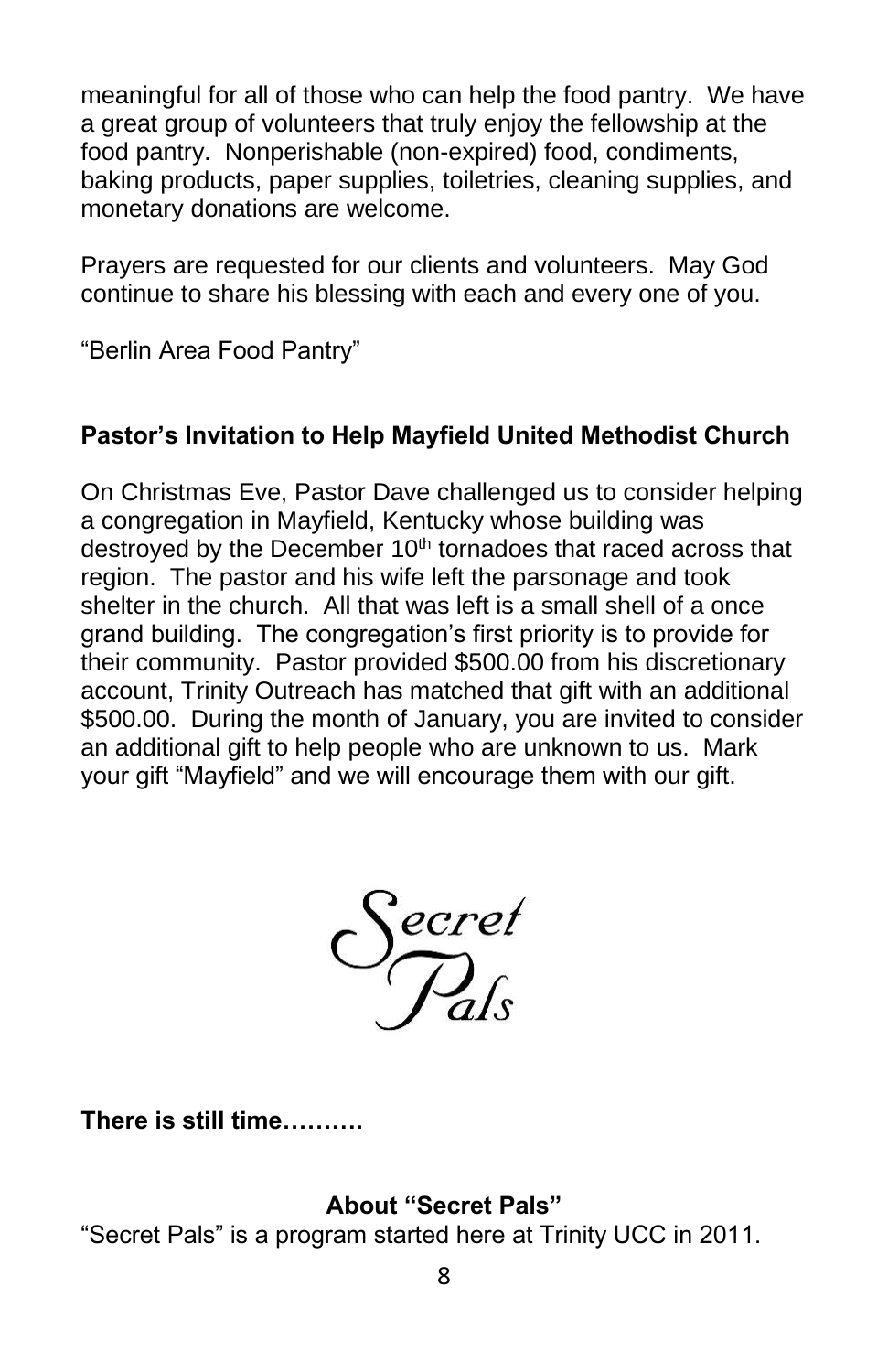meaningful for all of those who can help the food pantry. We have a great group of volunteers that truly enjoy the fellowship at the food pantry. Nonperishable (non-expired) food, condiments, baking products, paper supplies, toiletries, cleaning supplies, and monetary donations are welcome.

Prayers are requested for our clients and volunteers. May God continue to share his blessing with each and every one of you.

"Berlin Area Food Pantry"

**Pastor's Invitation to Help Mayfield United Methodist Church**

On Christmas Eve, Pastor Dave challenged us to consider helping a congregation in Mayfield, Kentucky whose building was destroyed by the December 10th tornadoes that raced across that region. The pastor and his wife left the parsonage and took shelter in the church. All that was left is a small shell of a once grand building. The congregation's first priority is to provide for their community. Pastor provided $500.00 from his discretionary account, Trinity Outreach has matched that gift with an additional $500.00. During the month of January, you are invited to consider an additional gift to help people who are unknown to us. Mark your gift "Mayfield" and we will encourage them with our gift.

*Secret Pals*

**There is still time……….**

**About "Secret Pals"**

"Secret Pals" is a program started here at Trinity UCC in 2011.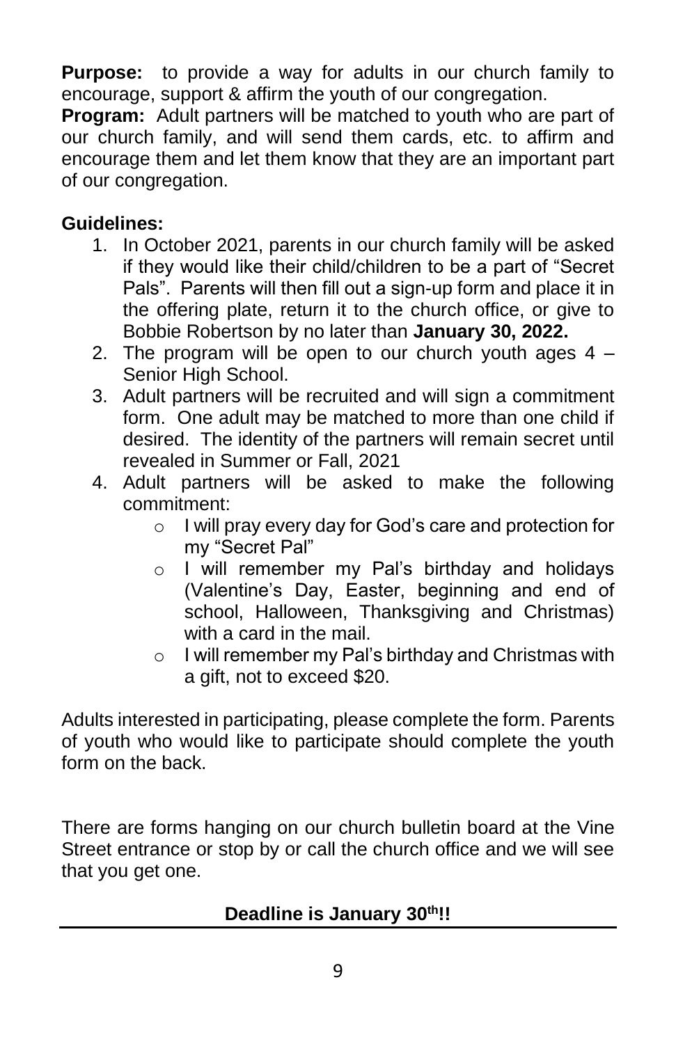**Purpose:** to provide a way for adults in our church family to encourage, support & affirm the youth of our congregation.
**Program:** Adult partners will be matched to youth who are part of our church family, and will send them cards, etc. to affirm and encourage them and let them know that they are an important part of our congregation.

**Guidelines:**

1. In October 2021, parents in our church family will be asked if they would like their child/children to be a part of "Secret Pals". Parents will then fill out a sign-up form and place it in the offering plate, return it to the church office, or give to Bobbie Robertson by no later than **January 30, 2022.**
2. The program will be open to our church youth ages 4 – Senior High School.
3. Adult partners will be recruited and will sign a commitment form. One adult may be matched to more than one child if desired. The identity of the partners will remain secret until revealed in Summer or Fall, 2021
4. Adult partners will be asked to make the following commitment:
   - I will pray every day for God's care and protection for my "Secret Pal"
   - I will remember my Pal's birthday and holidays (Valentine's Day, Easter, beginning and end of school, Halloween, Thanksgiving and Christmas) with a card in the mail.
   - I will remember my Pal's birthday and Christmas with a gift, not to exceed $20.

Adults interested in participating, please complete the form. Parents of youth who would like to participate should complete the youth form on the back.

There are forms hanging on our church bulletin board at the Vine Street entrance or stop by or call the church office and we will see that you get one.

**Deadline is January 30th!!**

---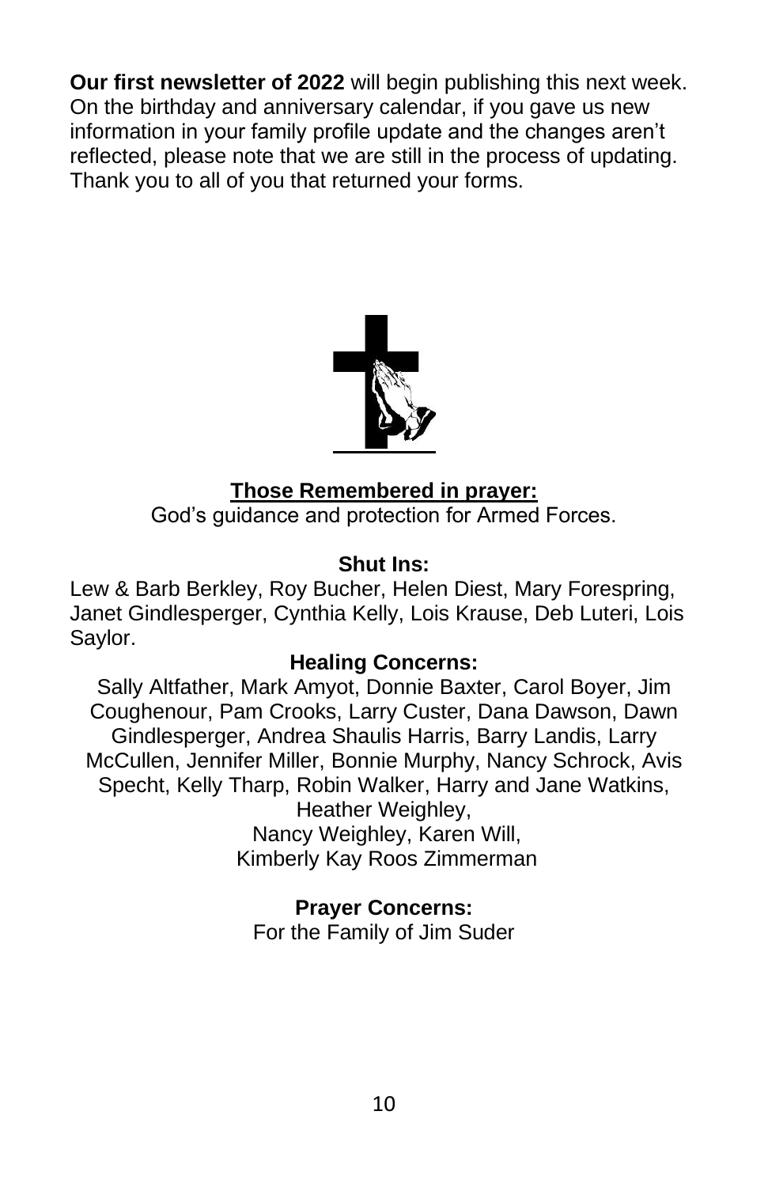**Our first newsletter of 2022** will begin publishing this next week. On the birthday and anniversary calendar, if you gave us new information in your family profile update and the changes aren't reflected, please note that we are still in the process of updating. Thank you to all of you that returned your forms.

## Those Remembered in prayer:

God's guidance and protection for Armed Forces.

### Shut Ins:

Lew & Barb Berkley, Roy Bucher, Helen Diest, Mary Forespring, Janet Gindlesperger, Cynthia Kelly, Lois Krause, Deb Luteri, Lois Saylor.

### Healing Concerns:

Sally Altfather, Mark Amyot, Donnie Baxter, Carol Boyer, Jim Coughenour, Pam Crooks, Larry Custer, Dana Dawson, Dawn Gindlesperger, Andrea Shaulis Harris, Barry Landis, Larry McCullen, Jennifer Miller, Bonnie Murphy, Nancy Schrock, Avis Specht, Kelly Tharp, Robin Walker, Harry and Jane Watkins, Heather Weighley,
Nancy Weighley, Karen Will,
Kimberly Kay Roos Zimmerman

### Prayer Concerns:

For the Family of Jim Suder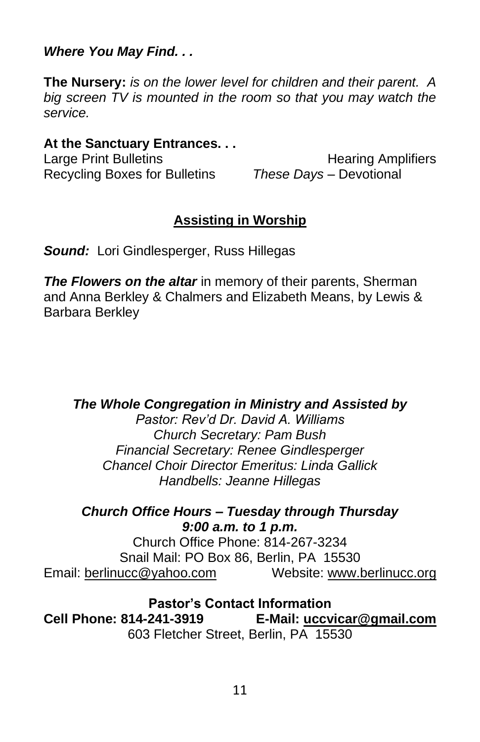***Where You May Find. . .***

**The Nursery:** *is on the lower level for children and their parent. A big screen TV is mounted in the room so that you may watch the service.*

**At the Sanctuary Entrances. . .**

Large Print Bulletins
Hearing Amplifiers
Recycling Boxes for Bulletins
*These Days* – Devotional

## Assisting in Worship

***Sound:*** Lori Gindlesperger, Russ Hillegas

***The Flowers on the altar*** in memory of their parents, Sherman and Anna Berkley & Chalmers and Elizabeth Means, by Lewis & Barbara Berkley

***The Whole Congregation in Ministry and Assisted by***
*Pastor: Rev'd Dr. David A. Williams*
*Church Secretary: Pam Bush*
*Financial Secretary: Renee Gindlesperger*
*Chancel Choir Director Emeritus: Linda Gallick*
*Handbells: Jeanne Hillegas*

***Church Office Hours – Tuesday through Thursday***
***9:00 a.m. to 1 p.m.***
Church Office Phone: 814-267-3234
Snail Mail: PO Box 86, Berlin, PA 15530
Email: berlinucc@yahoo.com Website: www.berlinucc.org

**Pastor's Contact Information**
**Cell Phone: 814-241-3919 E-Mail: uccvicar@gmail.com**
603 Fletcher Street, Berlin, PA 15530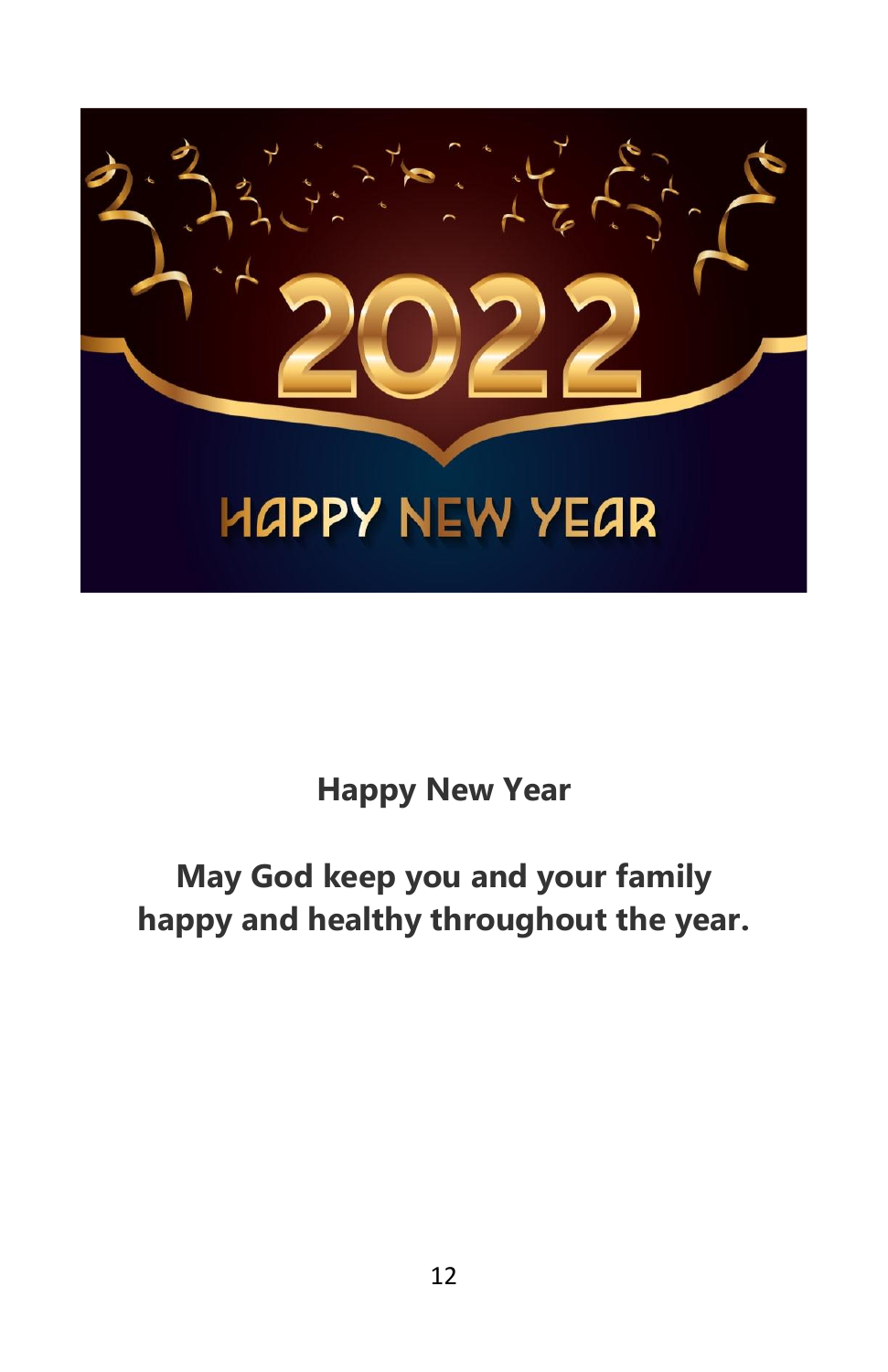**Happy New Year**

**May God keep you and your family happy and healthy throughout the year.**